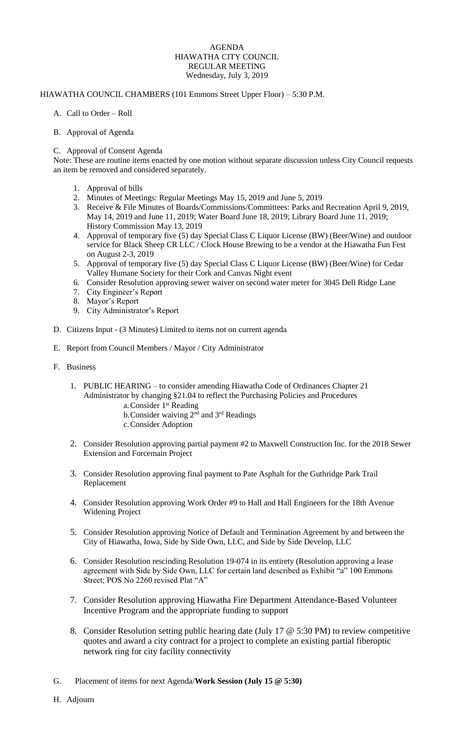# AGENDA
## HIAWATHA CITY COUNCIL
## REGULAR MEETING
### Wednesday, July 3, 2019

HIAWATHA COUNCIL CHAMBERS (101 Emmons Street Upper Floor) – 5:30 P.M.

A. Call to Order – Roll

B. Approval of Agenda

C. Approval of Consent Agenda

Note: These are routine items enacted by one motion without separate discussion unless City Council requests an item be removed and considered separately.

1. Approval of bills
2. Minutes of Meetings: Regular Meetings May 15, 2019 and June 5, 2019
3. Receive & File Minutes of Boards/Commissions/Committees: Parks and Recreation April 9, 2019, May 14, 2019 and June 11, 2019; Water Board June 18, 2019; Library Board June 11, 2019; History Commission May 13, 2019
4. Approval of temporary five (5) day Special Class C Liquor License (BW) (Beer/Wine) and outdoor service for Black Sheep CR LLC / Clock House Brewing to be a vendor at the Hiawatha Fun Fest on August 2-3, 2019
5. Approval of temporary five (5) day Special Class C Liquor License (BW) (Beer/Wine) for Cedar Valley Humane Society for their Cork and Canvas Night event
6. Consider Resolution approving sewer waiver on second water meter for 3045 Dell Ridge Lane
7. City Engineer's Report
8. Mayor's Report
9. City Administrator's Report

D. Citizens Input - (3 Minutes) Limited to items not on current agenda

E. Report from Council Members / Mayor / City Administrator

F. Business

1. PUBLIC HEARING – to consider amending Hiawatha Code of Ordinances Chapter 21 Administrator by changing §21.04 to reflect the Purchasing Policies and Procedures
   a. Consider 1st Reading
   b. Consider waiving 2nd and 3rd Readings
   c. Consider Adoption

2. Consider Resolution approving partial payment #2 to Maxwell Construction Inc. for the 2018 Sewer Extension and Forcemain Project

3. Consider Resolution approving final payment to Pate Asphalt for the Guthridge Park Trail Replacement

4. Consider Resolution approving Work Order #9 to Hall and Hall Engineers for the 18th Avenue Widening Project

5. Consider Resolution approving Notice of Default and Termination Agreement by and between the City of Hiawatha, Iowa, Side by Side Own, LLC, and Side by Side Develop, LLC

6. Consider Resolution rescinding Resolution 19-074 in its entirety (Resolution approving a lease agreement with Side by Side Own, LLC for certain land described as Exhibit "a" 100 Emmons Street; POS No 2260 revised Plat "A"

7. Consider Resolution approving Hiawatha Fire Department Attendance-Based Volunteer Incentive Program and the appropriate funding to support

8. Consider Resolution setting public hearing date (July 17 @ 5:30 PM) to review competitive quotes and award a city contract for a project to complete an existing partial fiberoptic network ring for city facility connectivity

G. Placement of items for next Agenda/**Work Session (July 15 @ 5:30)**

H. Adjourn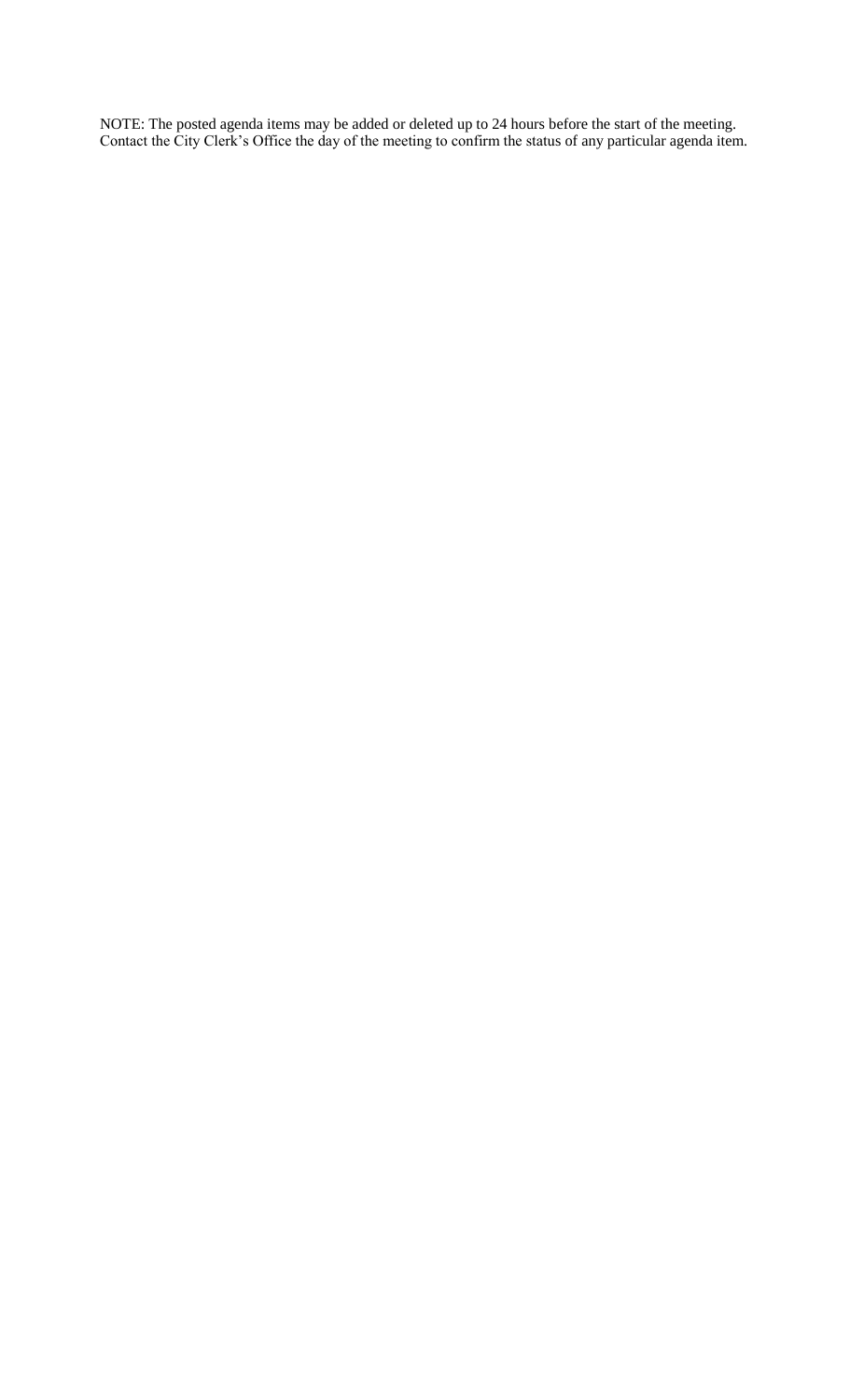NOTE: The posted agenda items may be added or deleted up to 24 hours before the start of the meeting. Contact the City Clerk's Office the day of the meeting to confirm the status of any particular agenda item.